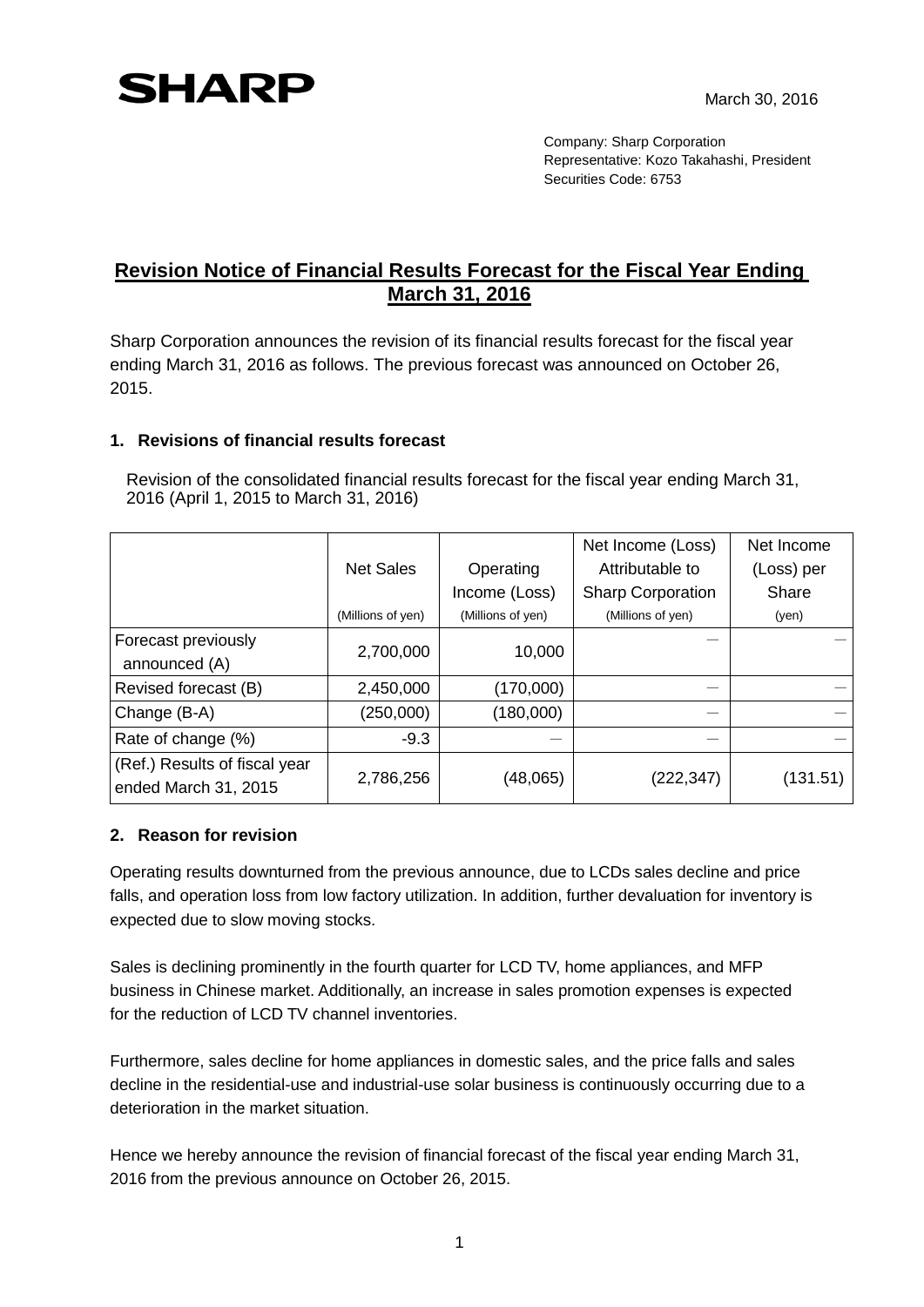**SHARP**

March 30, 2016

Company: Sharp Corporation
Representative: Kozo Takahashi, President
Securities Code: 6753

# Revision Notice of Financial Results Forecast for the Fiscal Year Ending March 31, 2016

Sharp Corporation announces the revision of its financial results forecast for the fiscal year ending March 31, 2016 as follows. The previous forecast was announced on October 26, 2015.

## 1. Revisions of financial results forecast

Revision of the consolidated financial results forecast for the fiscal year ending March 31, 2016 (April 1, 2015 to March 31, 2016)

| | Net Sales (Millions of yen) | Operating Income (Loss) (Millions of yen) | Net Income (Loss) Attributable to Sharp Corporation (Millions of yen) | Net Income (Loss) per Share (yen) |
|---|---|---|---|---|
| Forecast previously announced (A) | 2,700,000 | 10,000 | ― | ― |
| Revised forecast (B) | 2,450,000 | (170,000) | ― | ― |
| Change (B-A) | (250,000) | (180,000) | ― | ― |
| Rate of change (%) | -9.3 | ― | ― | ― |
| (Ref.) Results of fiscal year ended March 31, 2015 | 2,786,256 | (48,065) | (222,347) | (131.51) |

## 2. Reason for revision

Operating results downturned from the previous announce, due to LCDs sales decline and price falls, and operation loss from low factory utilization. In addition, further devaluation for inventory is expected due to slow moving stocks.

Sales is declining prominently in the fourth quarter for LCD TV, home appliances, and MFP business in Chinese market. Additionally, an increase in sales promotion expenses is expected for the reduction of LCD TV channel inventories.

Furthermore, sales decline for home appliances in domestic sales, and the price falls and sales decline in the residential-use and industrial-use solar business is continuously occurring due to a deterioration in the market situation.

Hence we hereby announce the revision of financial forecast of the fiscal year ending March 31, 2016 from the previous announce on October 26, 2015.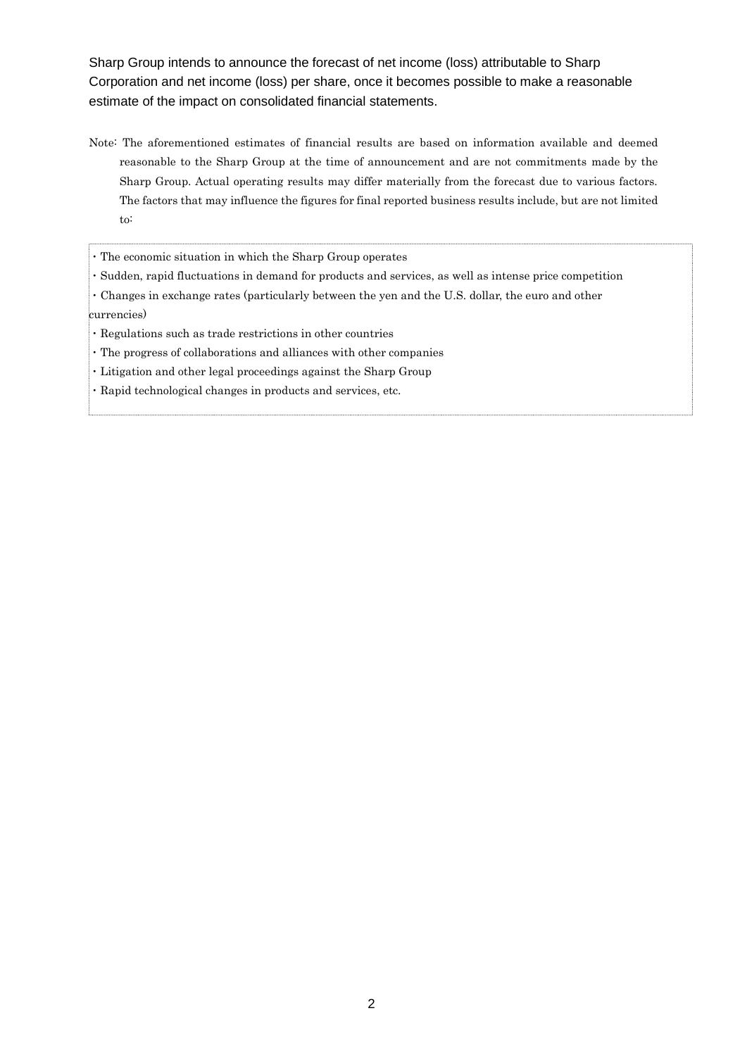Sharp Group intends to announce the forecast of net income (loss) attributable to Sharp Corporation and net income (loss) per share, once it becomes possible to make a reasonable estimate of the impact on consolidated financial statements.

Note: The aforementioned estimates of financial results are based on information available and deemed reasonable to the Sharp Group at the time of announcement and are not commitments made by the Sharp Group. Actual operating results may differ materially from the forecast due to various factors. The factors that may influence the figures for final reported business results include, but are not limited to:

- The economic situation in which the Sharp Group operates
- Sudden, rapid fluctuations in demand for products and services, as well as intense price competition
- Changes in exchange rates (particularly between the yen and the U.S. dollar, the euro and other currencies)
- Regulations such as trade restrictions in other countries
- The progress of collaborations and alliances with other companies
- Litigation and other legal proceedings against the Sharp Group
- Rapid technological changes in products and services, etc.